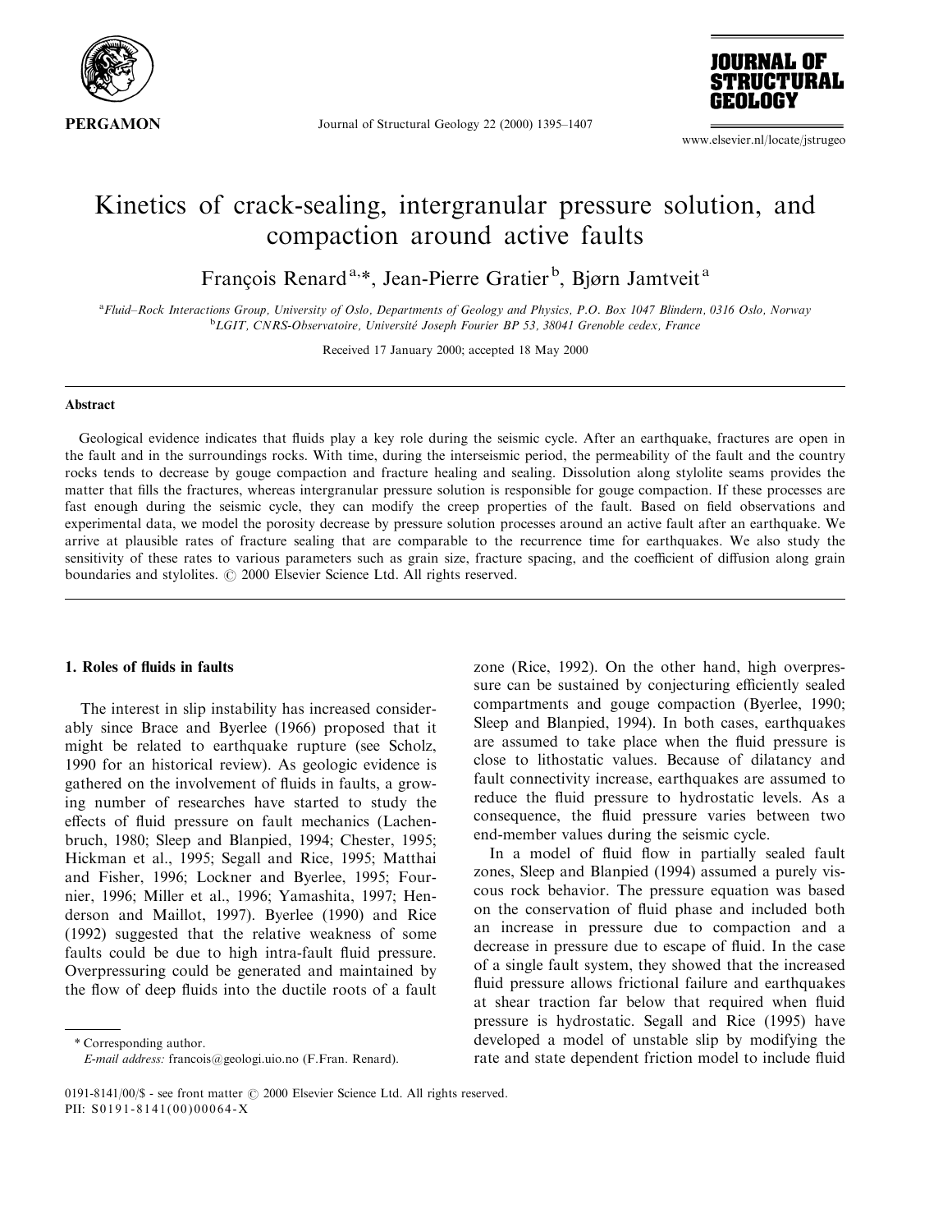# Kinetics of crack-sealing, intergranular pressure solution, and compaction around active faults

François Renard[a,*], Jean-Pierre Gratier[b], Bjørn Jamtveit[a]

[a]Fluid–Rock Interactions Group, University of Oslo, Departments of Geology and Physics, P.O. Box 1047 Blindern, 0316 Oslo, Norway
[b]LGIT, CNRS-Observatoire, Université Joseph Fourier BP 53, 38041 Grenoble cedex, France

Received 17 January 2000; accepted 18 May 2000

## Abstract

Geological evidence indicates that fluids play a key role during the seismic cycle. After an earthquake, fractures are open in the fault and in the surroundings rocks. With time, during the interseismic period, the permeability of the fault and the country rocks tends to decrease by gouge compaction and fracture healing and sealing. Dissolution along stylolite seams provides the matter that fills the fractures, whereas intergranular pressure solution is responsible for gouge compaction. If these processes are fast enough during the seismic cycle, they can modify the creep properties of the fault. Based on field observations and experimental data, we model the porosity decrease by pressure solution processes around an active fault after an earthquake. We arrive at plausible rates of fracture sealing that are comparable to the recurrence time for earthquakes. We also study the sensitivity of these rates to various parameters such as grain size, fracture spacing, and the coefficient of diffusion along grain boundaries and stylolites. © 2000 Elsevier Science Ltd. All rights reserved.

## 1. Roles of fluids in faults

The interest in slip instability has increased considerably since Brace and Byerlee (1966) proposed that it might be related to earthquake rupture (see Scholz, 1990 for an historical review). As geologic evidence is gathered on the involvement of fluids in faults, a growing number of researches have started to study the effects of fluid pressure on fault mechanics (Lachenbruch, 1980; Sleep and Blanpied, 1994; Chester, 1995; Hickman et al., 1995; Segall and Rice, 1995; Matthai and Fisher, 1996; Lockner and Byerlee, 1995; Fournier, 1996; Miller et al., 1996; Yamashita, 1997; Henderson and Maillot, 1997). Byerlee (1990) and Rice (1992) suggested that the relative weakness of some faults could be due to high intra-fault fluid pressure. Overpressuring could be generated and maintained by the flow of deep fluids into the ductile roots of a fault zone (Rice, 1992). On the other hand, high overpressure can be sustained by conjecturing efficiently sealed compartments and gouge compaction (Byerlee, 1990; Sleep and Blanpied, 1994). In both cases, earthquakes are assumed to take place when the fluid pressure is close to lithostatic values. Because of dilatancy and fault connectivity increase, earthquakes are assumed to reduce the fluid pressure to hydrostatic levels. As a consequence, the fluid pressure varies between two end-member values during the seismic cycle.

In a model of fluid flow in partially sealed fault zones, Sleep and Blanpied (1994) assumed a purely viscous rock behavior. The pressure equation was based on the conservation of fluid phase and included both an increase in pressure due to compaction and a decrease in pressure due to escape of fluid. In the case of a single fault system, they showed that the increased fluid pressure allows frictional failure and earthquakes at shear traction far below that required when fluid pressure is hydrostatic. Segall and Rice (1995) have developed a model of unstable slip by modifying the rate and state dependent friction model to include fluid

\* Corresponding author.
*E-mail address:* francois@geologi.uio.no (F.Fran. Renard).

0191-8141/00/$ - see front matter © 2000 Elsevier Science Ltd. All rights reserved.
PII: S0191-8141(00)00064-X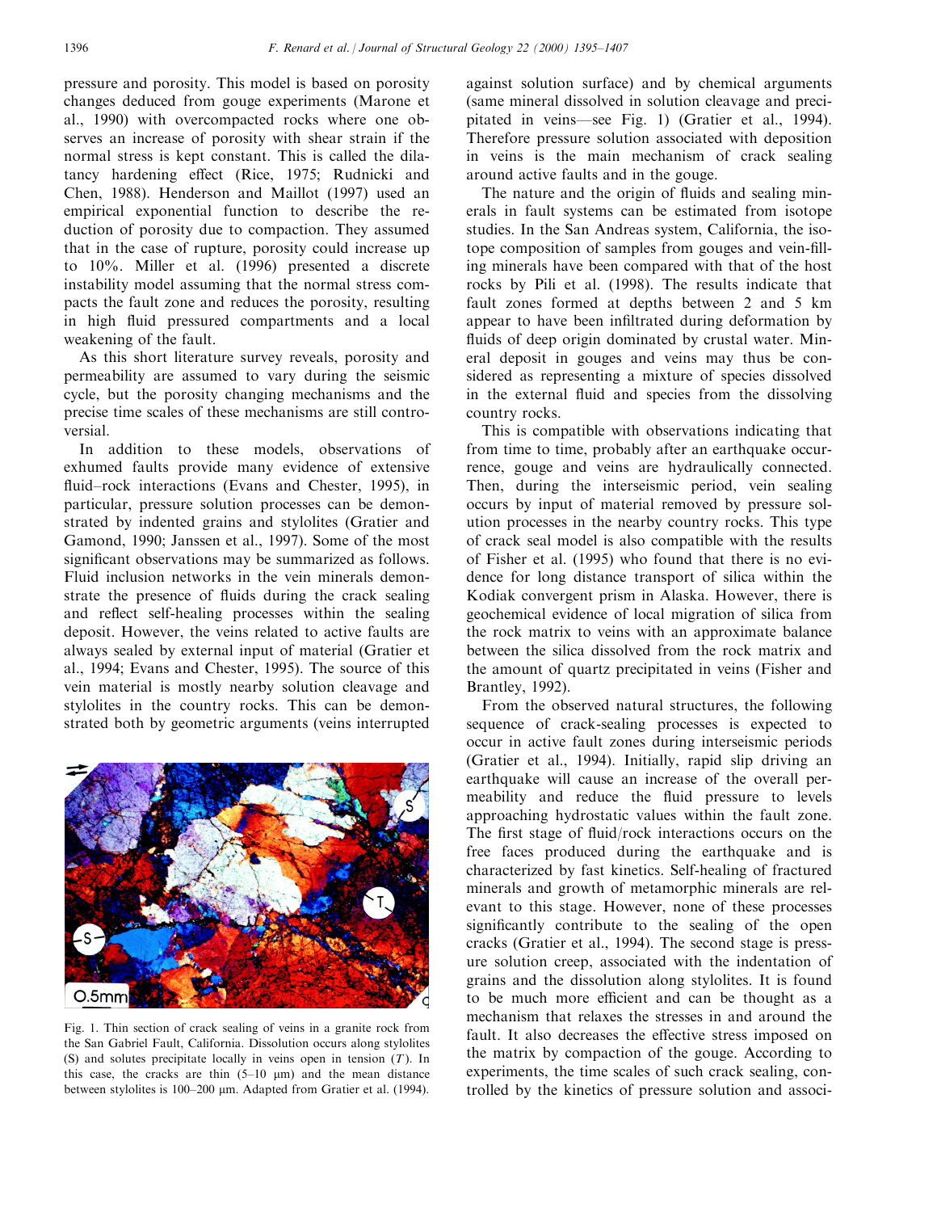pressure and porosity. This model is based on porosity changes deduced from gouge experiments (Marone et al., 1990) with overcompacted rocks where one observes an increase of porosity with shear strain if the normal stress is kept constant. This is called the dilatancy hardening effect (Rice, 1975; Rudnicki and Chen, 1988). Henderson and Maillot (1997) used an empirical exponential function to describe the reduction of porosity due to compaction. They assumed that in the case of rupture, porosity could increase up to 10%. Miller et al. (1996) presented a discrete instability model assuming that the normal stress compacts the fault zone and reduces the porosity, resulting in high fluid pressured compartments and a local weakening of the fault.

As this short literature survey reveals, porosity and permeability are assumed to vary during the seismic cycle, but the porosity changing mechanisms and the precise time scales of these mechanisms are still controversial.

In addition to these models, observations of exhumed faults provide many evidence of extensive fluid–rock interactions (Evans and Chester, 1995), in particular, pressure solution processes can be demonstrated by indented grains and stylolites (Gratier and Gamond, 1990; Janssen et al., 1997). Some of the most significant observations may be summarized as follows. Fluid inclusion networks in the vein minerals demonstrate the presence of fluids during the crack sealing and reflect self-healing processes within the sealing deposit. However, the veins related to active faults are always sealed by external input of material (Gratier et al., 1994; Evans and Chester, 1995). The source of this vein material is mostly nearby solution cleavage and stylolites in the country rocks. This can be demonstrated both by geometric arguments (veins interrupted against solution surface) and by chemical arguments (same mineral dissolved in solution cleavage and precipitated in veins—see Fig. 1) (Gratier et al., 1994). Therefore pressure solution associated with deposition in veins is the main mechanism of crack sealing around active faults and in the gouge.

Fig. 1. Thin section of crack sealing of veins in a granite rock from the San Gabriel Fault, California. Dissolution occurs along stylolites (S) and solutes precipitate locally in veins open in tension ($T$). In this case, the cracks are thin (5–10 μm) and the mean distance between stylolites is 100–200 μm. Adapted from Gratier et al. (1994).

The nature and the origin of fluids and sealing minerals in fault systems can be estimated from isotope studies. In the San Andreas system, California, the isotope composition of samples from gouges and vein-filling minerals have been compared with that of the host rocks by Pili et al. (1998). The results indicate that fault zones formed at depths between 2 and 5 km appear to have been infiltrated during deformation by fluids of deep origin dominated by crustal water. Mineral deposit in gouges and veins may thus be considered as representing a mixture of species dissolved in the external fluid and species from the dissolving country rocks.

This is compatible with observations indicating that from time to time, probably after an earthquake occurrence, gouge and veins are hydraulically connected. Then, during the interseismic period, vein sealing occurs by input of material removed by pressure solution processes in the nearby country rocks. This type of crack seal model is also compatible with the results of Fisher et al. (1995) who found that there is no evidence for long distance transport of silica within the Kodiak convergent prism in Alaska. However, there is geochemical evidence of local migration of silica from the rock matrix to veins with an approximate balance between the silica dissolved from the rock matrix and the amount of quartz precipitated in veins (Fisher and Brantley, 1992).

From the observed natural structures, the following sequence of crack-sealing processes is expected to occur in active fault zones during interseismic periods (Gratier et al., 1994). Initially, rapid slip driving an earthquake will cause an increase of the overall permeability and reduce the fluid pressure to levels approaching hydrostatic values within the fault zone. The first stage of fluid/rock interactions occurs on the free faces produced during the earthquake and is characterized by fast kinetics. Self-healing of fractured minerals and growth of metamorphic minerals are relevant to this stage. However, none of these processes significantly contribute to the sealing of the open cracks (Gratier et al., 1994). The second stage is pressure solution creep, associated with the indentation of grains and the dissolution along stylolites. It is found to be much more efficient and can be thought as a mechanism that relaxes the stresses in and around the fault. It also decreases the effective stress imposed on the matrix by compaction of the gouge. According to experiments, the time scales of such crack sealing, controlled by the kinetics of pressure solution and associ-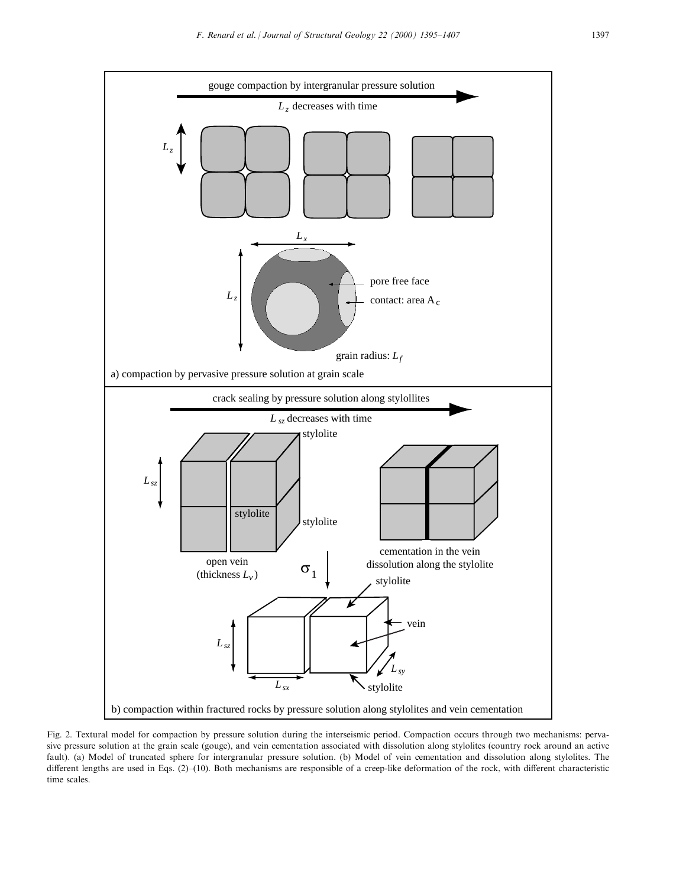Fig. 2. Textural model for compaction by pressure solution during the interseismic period. Compaction occurs through two mechanisms: pervasive pressure solution at the grain scale (gouge), and vein cementation associated with dissolution along stylolites (country rock around an active fault). (a) Model of truncated sphere for intergranular pressure solution. (b) Model of vein cementation and dissolution along stylolites. The different lengths are used in Eqs. (2)–(10). Both mechanisms are responsible of a creep-like deformation of the rock, with different characteristic time scales.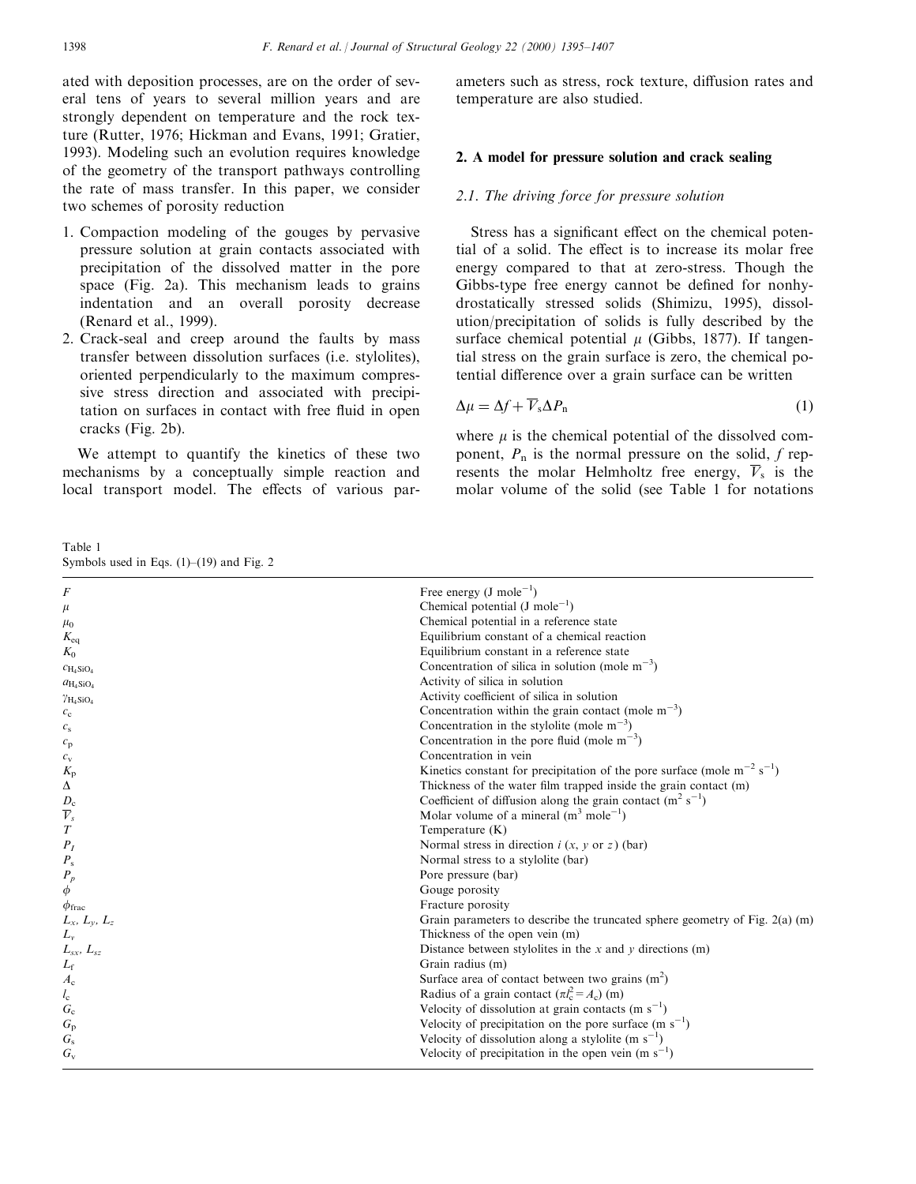ated with deposition processes, are on the order of several tens of years to several million years and are strongly dependent on temperature and the rock texture (Rutter, 1976; Hickman and Evans, 1991; Gratier, 1993). Modeling such an evolution requires knowledge of the geometry of the transport pathways controlling the rate of mass transfer. In this paper, we consider two schemes of porosity reduction

1. Compaction modeling of the gouges by pervasive pressure solution at grain contacts associated with precipitation of the dissolved matter in the pore space (Fig. 2a). This mechanism leads to grains indentation and an overall porosity decrease (Renard et al., 1999).
2. Crack-seal and creep around the faults by mass transfer between dissolution surfaces (i.e. stylolites), oriented perpendicularly to the maximum compressive stress direction and associated with precipitation on surfaces in contact with free fluid in open cracks (Fig. 2b).

We attempt to quantify the kinetics of these two mechanisms by a conceptually simple reaction and local transport model. The effects of various parameters such as stress, rock texture, diffusion rates and temperature are also studied.

## 2. A model for pressure solution and crack sealing

### 2.1. The driving force for pressure solution

Stress has a significant effect on the chemical potential of a solid. The effect is to increase its molar free energy compared to that at zero-stress. Though the Gibbs-type free energy cannot be defined for nonhydrostatically stressed solids (Shimizu, 1995), dissolution/precipitation of solids is fully described by the surface chemical potential $\mu$ (Gibbs, 1877). If tangential stress on the grain surface is zero, the chemical potential difference over a grain surface can be written

$$\Delta\mu = \Delta f + \overline{V}_s \Delta P_n \tag{1}$$

where $\mu$ is the chemical potential of the dissolved component, $P_n$ is the normal pressure on the solid, $f$ represents the molar Helmholtz free energy, $\overline{V}_s$ is the molar volume of the solid (see Table 1 for notations

Table 1
Symbols used in Eqs. (1)–(19) and Fig. 2

| | |
|---|---|
| $F$ | Free energy (J mole$^{-1}$) |
| $\mu$ | Chemical potential (J mole$^{-1}$) |
| $\mu_0$ | Chemical potential in a reference state |
| $K_{eq}$ | Equilibrium constant of a chemical reaction |
| $K_0$ | Equilibrium constant in a reference state |
| $c_{H_4SiO_4}$ | Concentration of silica in solution (mole m$^{-3}$) |
| $a_{H_4SiO_4}$ | Activity of silica in solution |
| $\gamma_{H_4SiO_4}$ | Activity coefficient of silica in solution |
| $c_c$ | Concentration within the grain contact (mole m$^{-3}$) |
| $c_s$ | Concentration in the stylolite (mole m$^{-3}$) |
| $c_p$ | Concentration in the pore fluid (mole m$^{-3}$) |
| $c_v$ | Concentration in vein |
| $K_p$ | Kinetics constant for precipitation of the pore surface (mole m$^{-2}$ s$^{-1}$) |
| $\Delta$ | Thickness of the water film trapped inside the grain contact (m) |
| $D_c$ | Coefficient of diffusion along the grain contact (m$^2$ s$^{-1}$) |
| $\overline{V}_s$ | Molar volume of a mineral (m$^3$ mole$^{-1}$) |
| $T$ | Temperature (K) |
| $P_I$ | Normal stress in direction $i$ ($x$, $y$ or $z$) (bar) |
| $P_s$ | Normal stress to a stylolite (bar) |
| $P_p$ | Pore pressure (bar) |
| $\phi$ | Gouge porosity |
| $\phi_{frac}$ | Fracture porosity |
| $L_x$, $L_y$, $L_z$ | Grain parameters to describe the truncated sphere geometry of Fig. 2(a) (m) |
| $L_v$ | Thickness of the open vein (m) |
| $L_{sx}$, $L_{sz}$ | Distance between stylolites in the $x$ and $y$ directions (m) |
| $L_f$ | Grain radius (m) |
| $A_c$ | Surface area of contact between two grains (m$^2$) |
| $l_c$ | Radius of a grain contact ($\pi l_c^2 = A_c$) (m) |
| $G_c$ | Velocity of dissolution at grain contacts (m s$^{-1}$) |
| $G_p$ | Velocity of precipitation on the pore surface (m s$^{-1}$) |
| $G_s$ | Velocity of dissolution along a stylolite (m s$^{-1}$) |
| $G_v$ | Velocity of precipitation in the open vein (m s$^{-1}$) |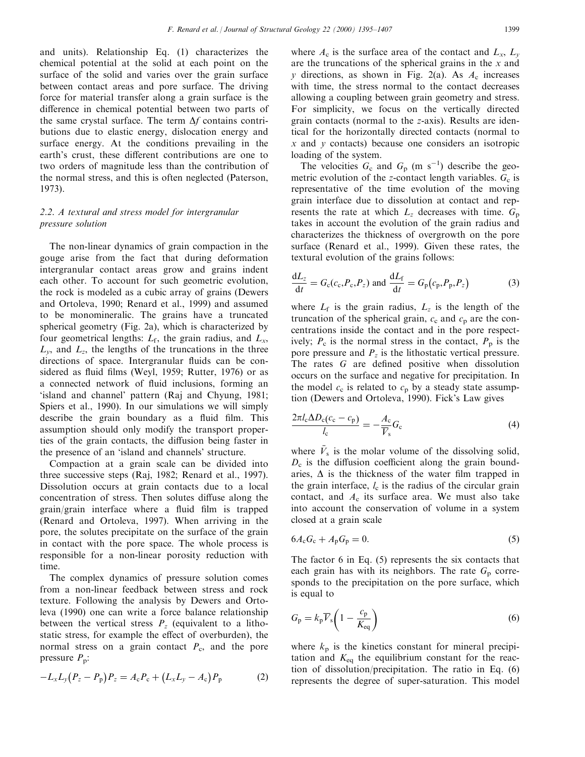and units). Relationship Eq. (1) characterizes the chemical potential at the solid at each point on the surface of the solid and varies over the grain surface between contact areas and pore surface. The driving force for material transfer along a grain surface is the difference in chemical potential between two parts of the same crystal surface. The term $\Delta f$ contains contributions due to elastic energy, dislocation energy and surface energy. At the conditions prevailing in the earth's crust, these different contributions are one to two orders of magnitude less than the contribution of the normal stress, and this is often neglected (Paterson, 1973).

### 2.2. A textural and stress model for intergranular pressure solution

The non-linear dynamics of grain compaction in the gouge arise from the fact that during deformation intergranular contact areas grow and grains indent each other. To account for such geometric evolution, the rock is modeled as a cubic array of grains (Dewers and Ortoleva, 1990; Renard et al., 1999) and assumed to be monomineralic. The grains have a truncated spherical geometry (Fig. 2a), which is characterized by four geometrical lengths: $L_f$, the grain radius, and $L_x$, $L_y$, and $L_z$, the lengths of the truncations in the three directions of space. Intergranular fluids can be considered as fluid films (Weyl, 1959; Rutter, 1976) or as a connected network of fluid inclusions, forming an 'island and channel' pattern (Raj and Chyung, 1981; Spiers et al., 1990). In our simulations we will simply describe the grain boundary as a fluid film. This assumption should only modify the transport properties of the grain contacts, the diffusion being faster in the presence of an 'island and channels' structure.

Compaction at a grain scale can be divided into three successive steps (Raj, 1982; Renard et al., 1997). Dissolution occurs at grain contacts due to a local concentration of stress. Then solutes diffuse along the grain/grain interface where a fluid film is trapped (Renard and Ortoleva, 1997). When arriving in the pore, the solutes precipitate on the surface of the grain in contact with the pore space. The whole process is responsible for a non-linear porosity reduction with time.

The complex dynamics of pressure solution comes from a non-linear feedback between stress and rock texture. Following the analysis by Dewers and Ortoleva (1990) one can write a force balance relationship between the vertical stress $P_z$ (equivalent to a lithostatic stress, for example the effect of overburden), the normal stress on a grain contact $P_c$, and the pore pressure $P_p$:

$$-L_x L_y (P_z - P_p) P_z = A_c P_c + (L_x L_y - A_c) P_p \tag{2}$$

where $A_c$ is the surface area of the contact and $L_x$, $L_y$ are the truncations of the spherical grains in the $x$ and $y$ directions, as shown in Fig. 2(a). As $A_c$ increases with time, the stress normal to the contact decreases allowing a coupling between grain geometry and stress. For simplicity, we focus on the vertically directed grain contacts (normal to the $z$-axis). Results are identical for the horizontally directed contacts (normal to $x$ and $y$ contacts) because one considers an isotropic loading of the system.

The velocities $G_c$ and $G_p$ (m s$^{-1}$) describe the geometric evolution of the $z$-contact length variables. $G_c$ is representative of the time evolution of the moving grain interface due to dissolution at contact and represents the rate at which $L_z$ decreases with time. $G_p$ takes in account the evolution of the grain radius and characterizes the thickness of overgrowth on the pore surface (Renard et al., 1999). Given these rates, the textural evolution of the grains follows:

$$\frac{dL_z}{dt} = G_c(c_c, P_c, P_z) \text{ and } \frac{dL_f}{dt} = G_p(c_p, P_p, P_z) \tag{3}$$

where $L_f$ is the grain radius, $L_z$ is the length of the truncation of the spherical grain, $c_c$ and $c_p$ are the concentrations inside the contact and in the pore respectively; $P_c$ is the normal stress in the contact, $P_p$ is the pore pressure and $P_z$ is the lithostatic vertical pressure. The rates $G$ are defined positive when dissolution occurs on the surface and negative for precipitation. In the model $c_c$ is related to $c_p$ by a steady state assumption (Dewers and Ortoleva, 1990). Fick's Law gives

$$\frac{2\pi l_c \Delta D_c (c_c - c_p)}{l_c} = -\frac{A_c}{\overline{V}_s} G_c \tag{4}$$

where $\bar{V}_s$ is the molar volume of the dissolving solid, $D_c$ is the diffusion coefficient along the grain boundaries, $\Delta$ is the thickness of the water film trapped in the grain interface, $l_c$ is the radius of the circular grain contact, and $A_c$ its surface area. We must also take into account the conservation of volume in a system closed at a grain scale

$$6A_c G_c + A_p G_p = 0. \tag{5}$$

The factor 6 in Eq. (5) represents the six contacts that each grain has with its neighbors. The rate $G_p$ corresponds to the precipitation on the pore surface, which is equal to

$$G_p = k_p \overline{V}_s \left(1 - \frac{c_p}{K_{eq}}\right) \tag{6}$$

where $k_p$ is the kinetics constant for mineral precipitation and $K_{eq}$ the equilibrium constant for the reaction of dissolution/precipitation. The ratio in Eq. (6) represents the degree of super-saturation. This model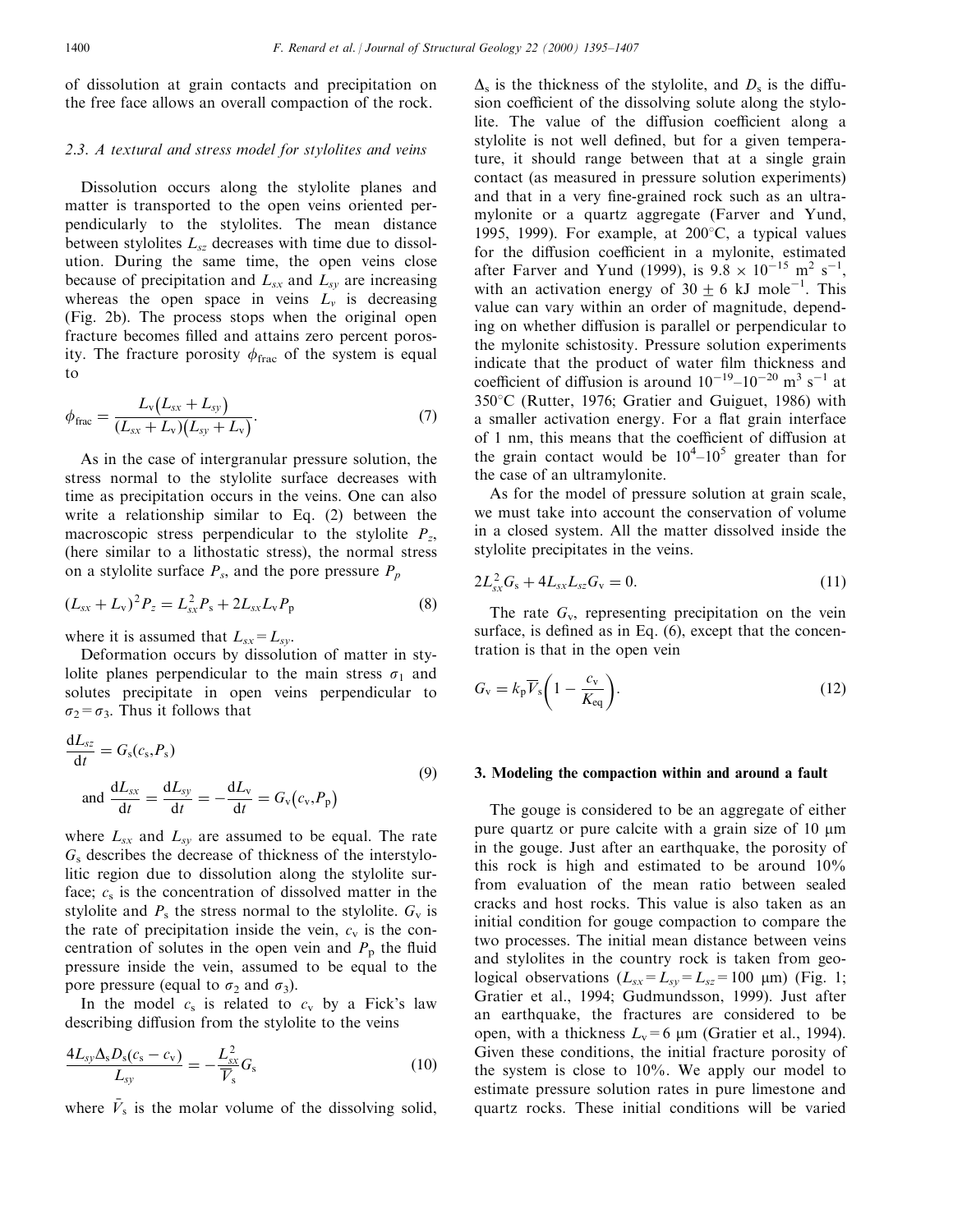of dissolution at grain contacts and precipitation on the free face allows an overall compaction of the rock.

### 2.3. A textural and stress model for stylolites and veins

Dissolution occurs along the stylolite planes and matter is transported to the open veins oriented perpendicularly to the stylolites. The mean distance between stylolites $L_{sz}$ decreases with time due to dissolution. During the same time, the open veins close because of precipitation and $L_{sx}$ and $L_{sy}$ are increasing whereas the open space in veins $L_v$ is decreasing (Fig. 2b). The process stops when the original open fracture becomes filled and attains zero percent porosity. The fracture porosity $\phi_{\text{frac}}$ of the system is equal to

$$\phi_{\text{frac}} = \frac{L_v(L_{sx} + L_{sy})}{(L_{sx} + L_v)(L_{sy} + L_v)}. \tag{7}$$

As in the case of intergranular pressure solution, the stress normal to the stylolite surface decreases with time as precipitation occurs in the veins. One can also write a relationship similar to Eq. (2) between the macroscopic stress perpendicular to the stylolite $P_z$, (here similar to a lithostatic stress), the normal stress on a stylolite surface $P_s$, and the pore pressure $P_p$

$$(L_{sx} + L_v)^2 P_z = L_{sx}^2 P_s + 2L_{sx} L_v P_p \tag{8}$$

where it is assumed that $L_{sx} = L_{sy}$.

Deformation occurs by dissolution of matter in stylolite planes perpendicular to the main stress $\sigma_1$ and solutes precipitate in open veins perpendicular to $\sigma_2 = \sigma_3$. Thus it follows that

$$\frac{dL_{sz}}{dt} = G_s(c_s, P_s)$$
$$\text{and } \frac{dL_{sx}}{dt} = \frac{dL_{sy}}{dt} = -\frac{dL_v}{dt} = G_v(c_v, P_p) \tag{9}$$

where $L_{sx}$ and $L_{sy}$ are assumed to be equal. The rate $G_s$ describes the decrease of thickness of the interstylolitic region due to dissolution along the stylolite surface; $c_s$ is the concentration of dissolved matter in the stylolite and $P_s$ the stress normal to the stylolite. $G_v$ is the rate of precipitation inside the vein, $c_v$ is the concentration of solutes in the open vein and $P_p$ the fluid pressure inside the vein, assumed to be equal to the pore pressure (equal to $\sigma_2$ and $\sigma_3$).

In the model $c_s$ is related to $c_v$ by a Fick's law describing diffusion from the stylolite to the veins

$$\frac{4L_{sy}\Delta_s D_s(c_s - c_v)}{L_{sy}} = -\frac{L_{sx}^2}{\overline{V}_s} G_s \tag{10}$$

where $\bar{V}_s$ is the molar volume of the dissolving solid, $\Delta_s$ is the thickness of the stylolite, and $D_s$ is the diffusion coefficient of the dissolving solute along the stylolite. The value of the diffusion coefficient along a stylolite is not well defined, but for a given temperature, it should range between that at a single grain contact (as measured in pressure solution experiments) and that in a very fine-grained rock such as an ultramylonite or a quartz aggregate (Farver and Yund, 1995, 1999). For example, at 200°C, a typical values for the diffusion coefficient in a mylonite, estimated after Farver and Yund (1999), is $9.8 \times 10^{-15}$ m$^2$ s$^{-1}$, with an activation energy of $30 \pm 6$ kJ mole$^{-1}$. This value can vary within an order of magnitude, depending on whether diffusion is parallel or perpendicular to the mylonite schistosity. Pressure solution experiments indicate that the product of water film thickness and coefficient of diffusion is around $10^{-19}$–$10^{-20}$ m$^3$ s$^{-1}$ at 350°C (Rutter, 1976; Gratier and Guiguet, 1986) with a smaller activation energy. For a flat grain interface of 1 nm, this means that the coefficient of diffusion at the grain contact would be $10^4$–$10^5$ greater than for the case of an ultramylonite.

As for the model of pressure solution at grain scale, we must take into account the conservation of volume in a closed system. All the matter dissolved inside the stylolite precipitates in the veins.

$$2L_{sx}^2 G_s + 4L_{sx} L_{sz} G_v = 0. \tag{11}$$

The rate $G_v$, representing precipitation on the vein surface, is defined as in Eq. (6), except that the concentration is that in the open vein

$$G_v = k_p \overline{V}_s \left(1 - \frac{c_v}{K_{eq}}\right). \tag{12}$$

## 3. Modeling the compaction within and around a fault

The gouge is considered to be an aggregate of either pure quartz or pure calcite with a grain size of 10 μm in the gouge. Just after an earthquake, the porosity of this rock is high and estimated to be around 10% from evaluation of the mean ratio between sealed cracks and host rocks. This value is also taken as an initial condition for gouge compaction to compare the two processes. The initial mean distance between veins and stylolites in the country rock is taken from geological observations ($L_{sx} = L_{sy} = L_{sz} = 100$ μm) (Fig. 1; Gratier et al., 1994; Gudmundsson, 1999). Just after an earthquake, the fractures are considered to be open, with a thickness $L_v = 6$ μm (Gratier et al., 1994). Given these conditions, the initial fracture porosity of the system is close to 10%. We apply our model to estimate pressure solution rates in pure limestone and quartz rocks. These initial conditions will be varied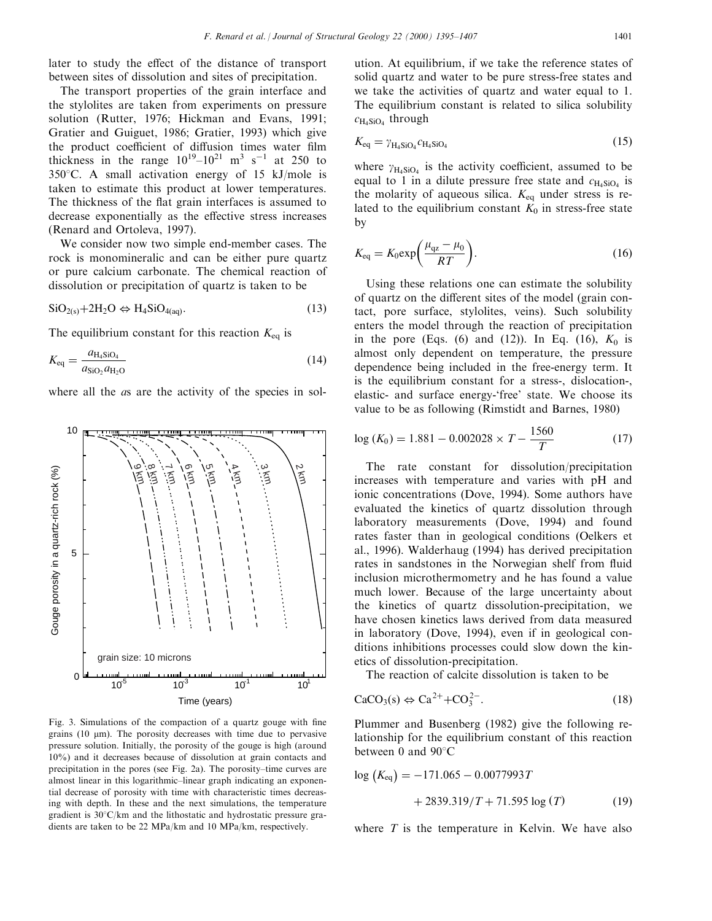later to study the effect of the distance of transport between sites of dissolution and sites of precipitation.

The transport properties of the grain interface and the stylolites are taken from experiments on pressure solution (Rutter, 1976; Hickman and Evans, 1991; Gratier and Guiguet, 1986; Gratier, 1993) which give the product coefficient of diffusion times water film thickness in the range $10^{19}$–$10^{21}$ m$^3$ s$^{-1}$ at 250 to 350°C. A small activation energy of 15 kJ/mole is taken to estimate this product at lower temperatures. The thickness of the flat grain interfaces is assumed to decrease exponentially as the effective stress increases (Renard and Ortoleva, 1997).

We consider now two simple end-member cases. The rock is monomineralic and can be either pure quartz or pure calcium carbonate. The chemical reaction of dissolution or precipitation of quartz is taken to be

$$SiO_{2(s)} + 2H_2O \Leftrightarrow H_4SiO_{4(aq)}. \tag{13}$$

The equilibrium constant for this reaction $K_{eq}$ is

$$K_{eq} = \frac{a_{H_4SiO_4}}{a_{SiO_2} a_{H_2O}} \tag{14}$$

where all the $a$s are the activity of the species in solution. At equilibrium, if we take the reference states of solid quartz and water to be pure stress-free states and we take the activities of quartz and water equal to 1. The equilibrium constant is related to silica solubility $c_{H_4SiO_4}$ through

$$K_{eq} = \gamma_{H_4SiO_4} c_{H_4SiO_4} \tag{15}$$

where $\gamma_{H_4SiO_4}$ is the activity coefficient, assumed to be equal to 1 in a dilute pressure free state and $c_{H_4SiO_4}$ is the molarity of aqueous silica. $K_{eq}$ under stress is related to the equilibrium constant $K_0$ in stress-free state by

$$K_{eq} = K_0 \exp\left(\frac{\mu_{qz} - \mu_0}{RT}\right). \tag{16}$$

Using these relations one can estimate the solubility of quartz on the different sites of the model (grain contact, pore surface, stylolites, veins). Such solubility enters the model through the reaction of precipitation in the pore (Eqs. (6) and (12)). In Eq. (16), $K_0$ is almost only dependent on temperature, the pressure dependence being included in the free-energy term. It is the equilibrium constant for a stress-, dislocation-, elastic- and surface energy-'free' state. We choose its value to be as following (Rimstidt and Barnes, 1980)

$$\log(K_0) = 1.881 - 0.002028 \times T - \frac{1560}{T} \tag{17}$$

The rate constant for dissolution/precipitation increases with temperature and varies with pH and ionic concentrations (Dove, 1994). Some authors have evaluated the kinetics of quartz dissolution through laboratory measurements (Dove, 1994) and found rates faster than in geological conditions (Oelkers et al., 1996). Walderhaug (1994) has derived precipitation rates in sandstones in the Norwegian shelf from fluid inclusion microthermometry and he has found a value much lower. Because of the large uncertainty about the kinetics of quartz dissolution-precipitation, we have chosen kinetics laws derived from data measured in laboratory (Dove, 1994), even if in geological conditions inhibitions processes could slow down the kinetics of dissolution-precipitation.

The reaction of calcite dissolution is taken to be

$$CaCO_3(s) \Leftrightarrow Ca^{2+} + CO_3^{2-}. \tag{18}$$

Plummer and Busenberg (1982) give the following relationship for the equilibrium constant of this reaction between 0 and 90°C

$$\log(K_{eq}) = -171.065 - 0.0077993T + 2839.319/T + 71.595\log(T) \tag{19}$$

where $T$ is the temperature in Kelvin. We have also

Fig. 3. Simulations of the compaction of a quartz gouge with fine grains (10 μm). The porosity decreases with time due to pervasive pressure solution. Initially, the porosity of the gouge is high (around 10%) and it decreases because of dissolution at grain contacts and precipitation in the pores (see Fig. 2a). The porosity–time curves are almost linear in this logarithmic–linear graph indicating an exponential decrease of porosity with time with characteristic times decreasing with depth. In these and the next simulations, the temperature gradient is 30°C/km and the lithostatic and hydrostatic pressure gradients are taken to be 22 MPa/km and 10 MPa/km, respectively.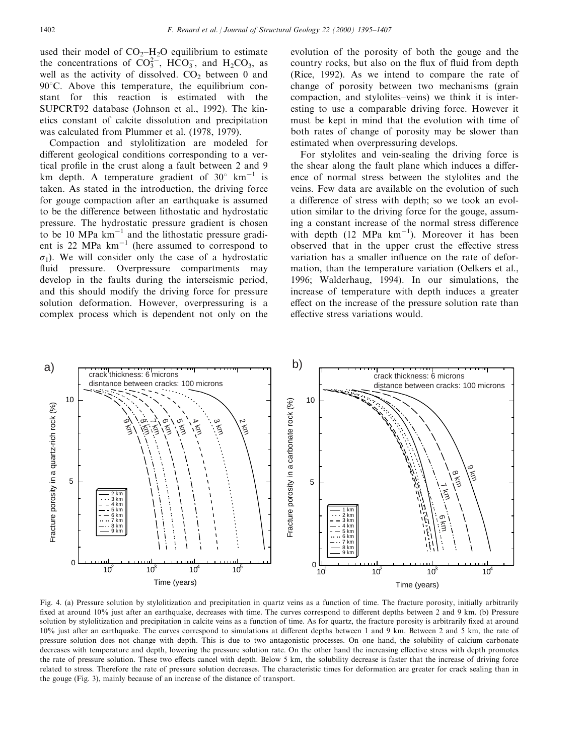used their model of $CO_2$–$H_2O$ equilibrium to estimate the concentrations of $CO_3^{2-}$, $HCO_3^-$, and $H_2CO_3$, as well as the activity of dissolved. $CO_2$ between 0 and 90°C. Above this temperature, the equilibrium constant for this reaction is estimated with the SUPCRT92 database (Johnson et al., 1992). The kinetics constant of calcite dissolution and precipitation was calculated from Plummer et al. (1978, 1979).

Compaction and stylolitization are modeled for different geological conditions corresponding to a vertical profile in the crust along a fault between 2 and 9 km depth. A temperature gradient of 30° $km^{-1}$ is taken. As stated in the introduction, the driving force for gouge compaction after an earthquake is assumed to be the difference between lithostatic and hydrostatic pressure. The hydrostatic pressure gradient is chosen to be 10 MPa $km^{-1}$ and the lithostatic pressure gradient is 22 MPa $km^{-1}$ (here assumed to correspond to $\sigma_1$). We will consider only the case of a hydrostatic fluid pressure. Overpressure compartments may develop in the faults during the interseismic period, and this should modify the driving force for pressure solution deformation. However, overpressuring is a complex process which is dependent not only on the evolution of the porosity of both the gouge and the country rocks, but also on the flux of fluid from depth (Rice, 1992). As we intend to compare the rate of change of porosity between two mechanisms (grain compaction, and stylolites–veins) we think it is interesting to use a comparable driving force. However it must be kept in mind that the evolution with time of both rates of change of porosity may be slower than estimated when overpressuring develops.

For stylolites and vein-sealing the driving force is the shear along the fault plane which induces a difference of normal stress between the stylolites and the veins. Few data are available on the evolution of such a difference of stress with depth; so we took an evolution similar to the driving force for the gouge, assuming a constant increase of the normal stress difference with depth (12 MPa $km^{-1}$). Moreover it has been observed that in the upper crust the effective stress variation has a smaller influence on the rate of deformation, than the temperature variation (Oelkers et al., 1996; Walderhaug, 1994). In our simulations, the increase of temperature with depth induces a greater effect on the increase of the pressure solution rate than effective stress variations would.

Fig. 4. (a) Pressure solution by stylolitization and precipitation in quartz veins as a function of time. The fracture porosity, initially arbitrarily fixed at around 10% just after an earthquake, decreases with time. The curves correspond to different depths between 2 and 9 km. (b) Pressure solution by stylolitization and precipitation in calcite veins as a function of time. As for quartz, the fracture porosity is arbitrarily fixed at around 10% just after an earthquake. The curves correspond to simulations at different depths between 1 and 9 km. Between 2 and 5 km, the rate of pressure solution does not change with depth. This is due to two antagonistic processes. On one hand, the solubility of calcium carbonate decreases with temperature and depth, lowering the pressure solution rate. On the other hand the increasing effective stress with depth promotes the rate of pressure solution. These two effects cancel with depth. Below 5 km, the solubility decrease is faster that the increase of driving force related to stress. Therefore the rate of pressure solution decreases. The characteristic times for deformation are greater for crack sealing than in the gouge (Fig. 3), mainly because of an increase of the distance of transport.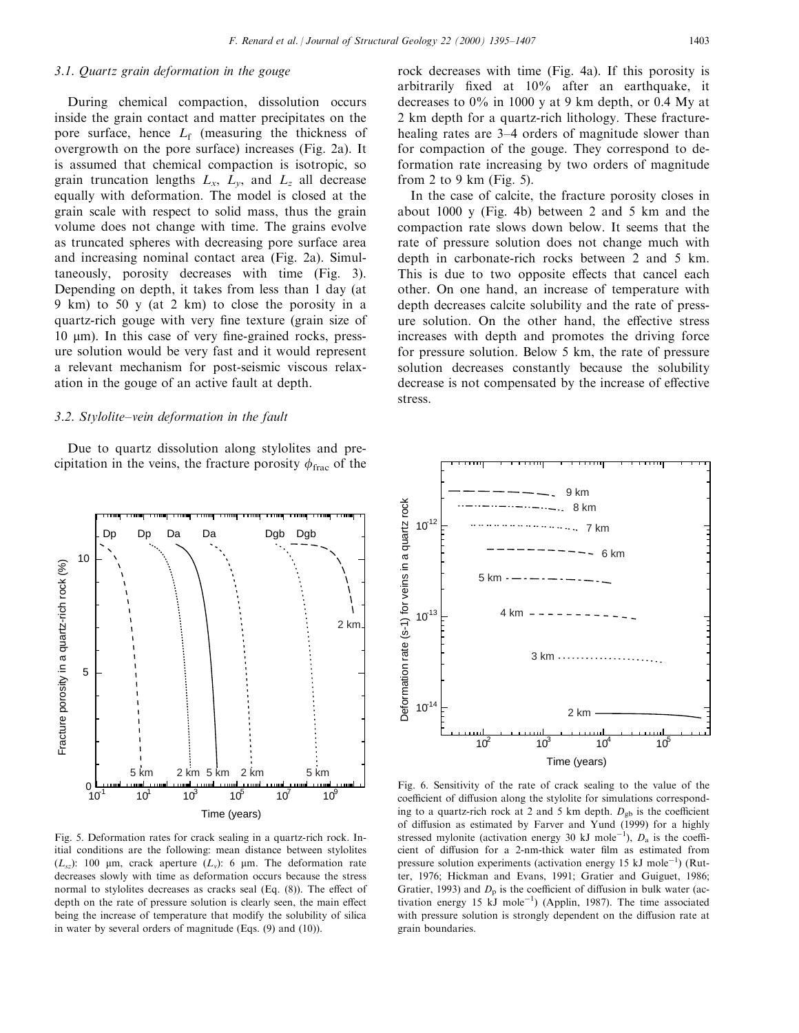### 3.1. Quartz grain deformation in the gouge

During chemical compaction, dissolution occurs inside the grain contact and matter precipitates on the pore surface, hence $L_f$ (measuring the thickness of overgrowth on the pore surface) increases (Fig. 2a). It is assumed that chemical compaction is isotropic, so grain truncation lengths $L_x$, $L_y$, and $L_z$ all decrease equally with deformation. The model is closed at the grain scale with respect to solid mass, thus the grain volume does not change with time. The grains evolve as truncated spheres with decreasing pore surface area and increasing nominal contact area (Fig. 2a). Simultaneously, porosity decreases with time (Fig. 3). Depending on depth, it takes from less than 1 day (at 9 km) to 50 y (at 2 km) to close the porosity in a quartz-rich gouge with very fine texture (grain size of 10 μm). In this case of very fine-grained rocks, pressure solution would be very fast and it would represent a relevant mechanism for post-seismic viscous relaxation in the gouge of an active fault at depth.

### 3.2. Stylolite–vein deformation in the fault

Due to quartz dissolution along stylolites and precipitation in the veins, the fracture porosity $\phi_{frac}$ of the rock decreases with time (Fig. 4a). If this porosity is arbitrarily fixed at 10% after an earthquake, it decreases to 0% in 1000 y at 9 km depth, or 0.4 My at 2 km depth for a quartz-rich lithology. These fracture-healing rates are 3–4 orders of magnitude slower than for compaction of the gouge. They correspond to deformation rate increasing by two orders of magnitude from 2 to 9 km (Fig. 5).

In the case of calcite, the fracture porosity closes in about 1000 y (Fig. 4b) between 2 and 5 km and the compaction rate slows down below. It seems that the rate of pressure solution does not change much with depth in carbonate-rich rocks between 2 and 5 km. This is due to two opposite effects that cancel each other. On one hand, an increase of temperature with depth decreases calcite solubility and the rate of pressure solution. On the other hand, the effective stress increases with depth and promotes the driving force for pressure solution. Below 5 km, the rate of pressure solution decreases constantly because the solubility decrease is not compensated by the increase of effective stress.

Fig. 5. Deformation rates for crack sealing in a quartz-rich rock. Initial conditions are the following: mean distance between stylolites ($L_{xz}$): 100 μm, crack aperture ($L_y$): 6 μm. The deformation rate decreases slowly with time as deformation occurs because the stress normal to stylolites decreases as cracks seal (Eq. (8)). The effect of depth on the rate of pressure solution is clearly seen, the main effect being the increase of temperature that modify the solubility of silica in water by several orders of magnitude (Eqs. (9) and (10)).

Fig. 6. Sensitivity of the rate of crack sealing to the value of the coefficient of diffusion along the stylolite for simulations corresponding to a quartz-rich rock at 2 and 5 km depth. $D_{gb}$ is the coefficient of diffusion as estimated by Farver and Yund (1999) for a highly stressed mylonite (activation energy 30 kJ mole$^{-1}$), $D_a$ is the coefficient of diffusion for a 2-nm-thick water film as estimated from pressure solution experiments (activation energy 15 kJ mole$^{-1}$) (Rutter, 1976; Hickman and Evans, 1991; Gratier and Guiguet, 1986; Gratier, 1993) and $D_p$ is the coefficient of diffusion in bulk water (activation energy 15 kJ mole$^{-1}$) (Applin, 1987). The time associated with pressure solution is strongly dependent on the diffusion rate at grain boundaries.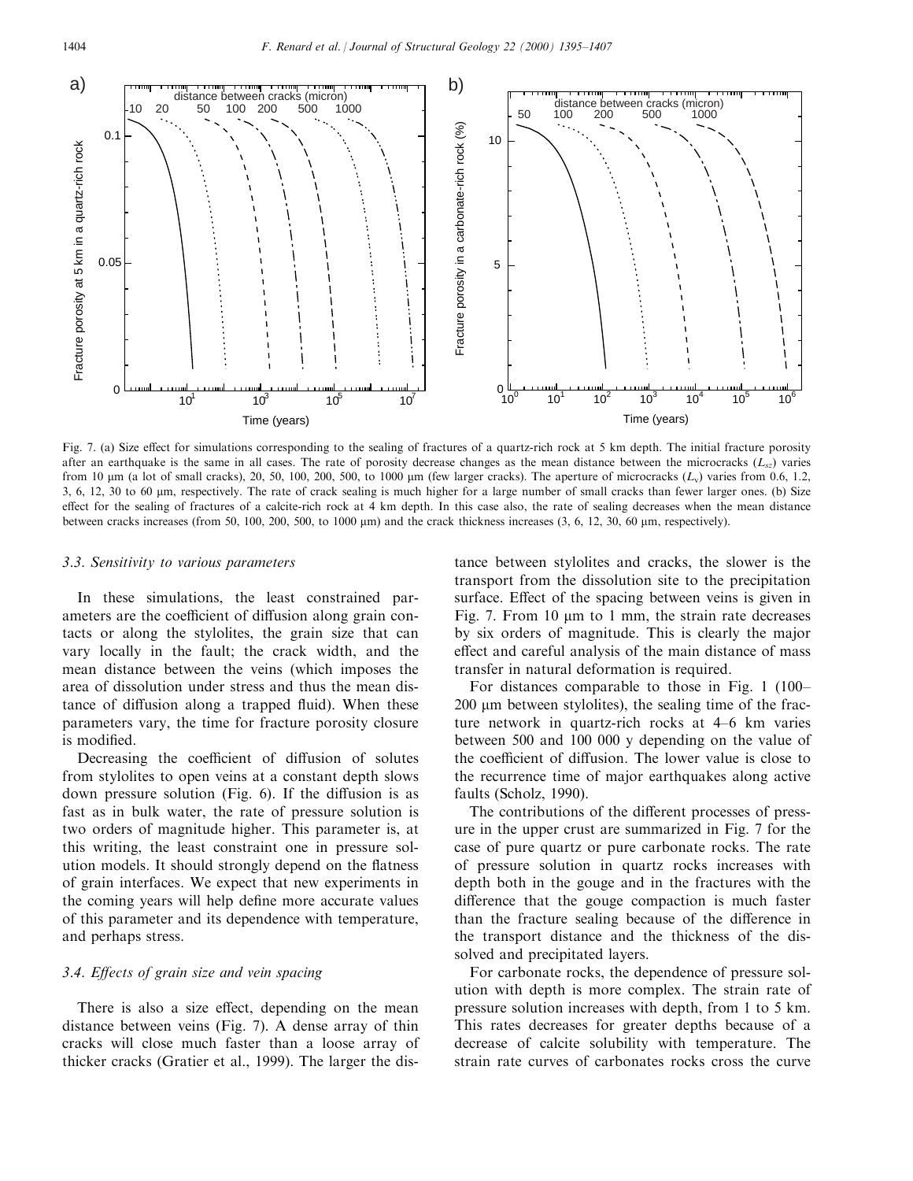Fig. 7. (a) Size effect for simulations corresponding to the sealing of fractures of a quartz-rich rock at 5 km depth. The initial fracture porosity after an earthquake is the same in all cases. The rate of porosity decrease changes as the mean distance between the microcracks ($L_{sz}$) varies from 10 μm (a lot of small cracks), 20, 50, 100, 200, 500, to 1000 μm (few larger cracks). The aperture of microcracks ($L_v$) varies from 0.6, 1.2, 3, 6, 12, 30 to 60 μm, respectively. The rate of crack sealing is much higher for a large number of small cracks than fewer larger ones. (b) Size effect for the sealing of fractures of a calcite-rich rock at 4 km depth. In this case also, the rate of sealing decreases when the mean distance between cracks increases (from 50, 100, 200, 500, to 1000 μm) and the crack thickness increases (3, 6, 12, 30, 60 μm, respectively).

### 3.3. Sensitivity to various parameters

In these simulations, the least constrained parameters are the coefficient of diffusion along grain contacts or along the stylolites, the grain size that can vary locally in the fault; the crack width, and the mean distance between the veins (which imposes the area of dissolution under stress and thus the mean distance of diffusion along a trapped fluid). When these parameters vary, the time for fracture porosity closure is modified.

Decreasing the coefficient of diffusion of solutes from stylolites to open veins at a constant depth slows down pressure solution (Fig. 6). If the diffusion is as fast as in bulk water, the rate of pressure solution is two orders of magnitude higher. This parameter is, at this writing, the least constraint one in pressure solution models. It should strongly depend on the flatness of grain interfaces. We expect that new experiments in the coming years will help define more accurate values of this parameter and its dependence with temperature, and perhaps stress.

### 3.4. Effects of grain size and vein spacing

There is also a size effect, depending on the mean distance between veins (Fig. 7). A dense array of thin cracks will close much faster than a loose array of thicker cracks (Gratier et al., 1999). The larger the distance between stylolites and cracks, the slower is the transport from the dissolution site to the precipitation surface. Effect of the spacing between veins is given in Fig. 7. From 10 μm to 1 mm, the strain rate decreases by six orders of magnitude. This is clearly the major effect and careful analysis of the main distance of mass transfer in natural deformation is required.

For distances comparable to those in Fig. 1 (100–200 μm between stylolites), the sealing time of the fracture network in quartz-rich rocks at 4–6 km varies between 500 and 100 000 y depending on the value of the coefficient of diffusion. The lower value is close to the recurrence time of major earthquakes along active faults (Scholz, 1990).

The contributions of the different processes of pressure in the upper crust are summarized in Fig. 7 for the case of pure quartz or pure carbonate rocks. The rate of pressure solution in quartz rocks increases with depth both in the gouge and in the fractures with the difference that the gouge compaction is much faster than the fracture sealing because of the difference in the transport distance and the thickness of the dissolved and precipitated layers.

For carbonate rocks, the dependence of pressure solution with depth is more complex. The strain rate of pressure solution increases with depth, from 1 to 5 km. This rates decreases for greater depths because of a decrease of calcite solubility with temperature. The strain rate curves of carbonates rocks cross the curve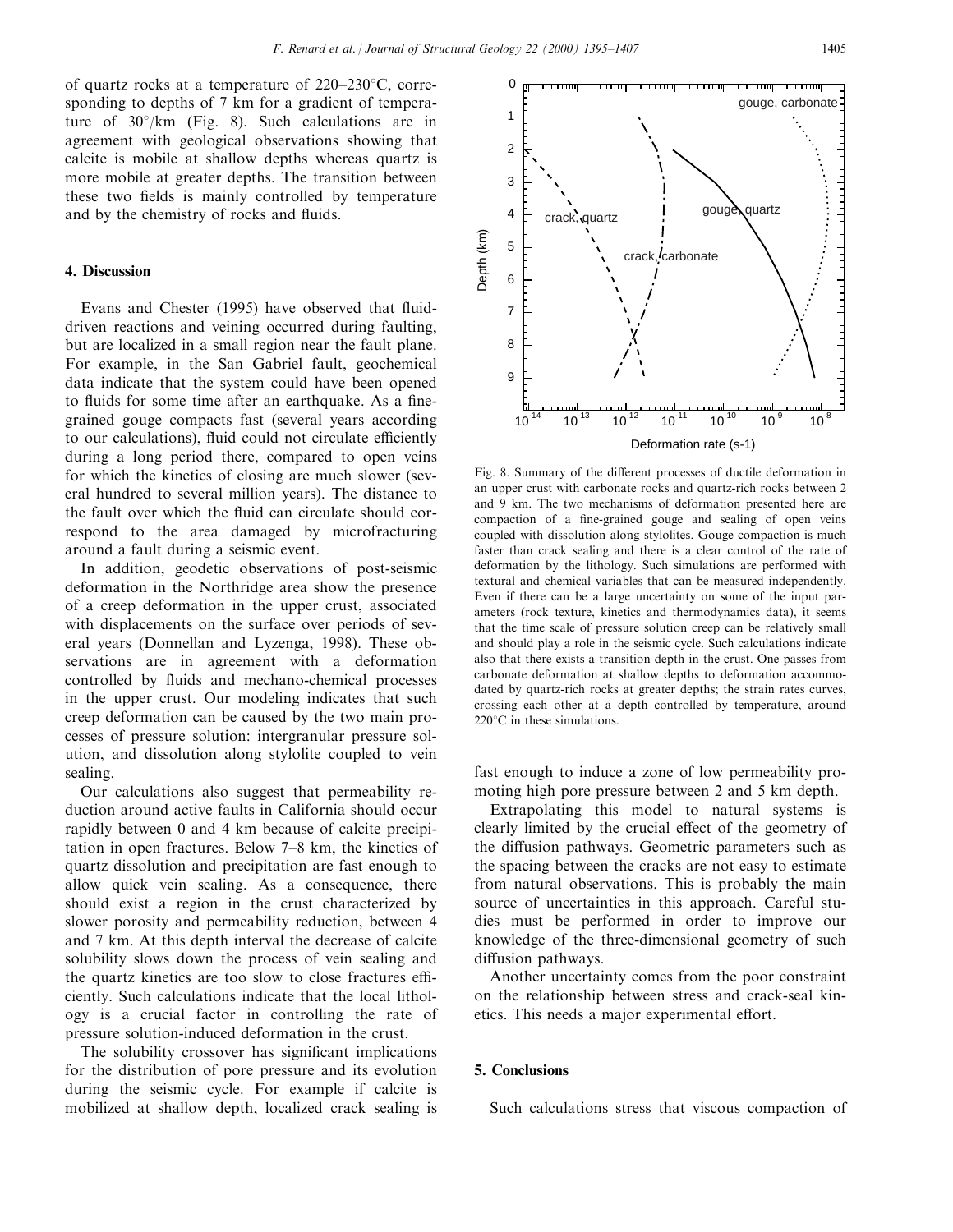of quartz rocks at a temperature of 220–230°C, corresponding to depths of 7 km for a gradient of temperature of 30°/km (Fig. 8). Such calculations are in agreement with geological observations showing that calcite is mobile at shallow depths whereas quartz is more mobile at greater depths. The transition between these two fields is mainly controlled by temperature and by the chemistry of rocks and fluids.

## 4. Discussion

Evans and Chester (1995) have observed that fluid-driven reactions and veining occurred during faulting, but are localized in a small region near the fault plane. For example, in the San Gabriel fault, geochemical data indicate that the system could have been opened to fluids for some time after an earthquake. As a fine-grained gouge compacts fast (several years according to our calculations), fluid could not circulate efficiently during a long period there, compared to open veins for which the kinetics of closing are much slower (several hundred to several million years). The distance to the fault over which the fluid can circulate should correspond to the area damaged by microfracturing around a fault during a seismic event.

In addition, geodetic observations of post-seismic deformation in the Northridge area show the presence of a creep deformation in the upper crust, associated with displacements on the surface over periods of several years (Donnellan and Lyzenga, 1998). These observations are in agreement with a deformation controlled by fluids and mechano-chemical processes in the upper crust. Our modeling indicates that such creep deformation can be caused by the two main processes of pressure solution: intergranular pressure solution, and dissolution along stylolite coupled to vein sealing.

Our calculations also suggest that permeability reduction around active faults in California should occur rapidly between 0 and 4 km because of calcite precipitation in open fractures. Below 7–8 km, the kinetics of quartz dissolution and precipitation are fast enough to allow quick vein sealing. As a consequence, there should exist a region in the crust characterized by slower porosity and permeability reduction, between 4 and 7 km. At this depth interval the decrease of calcite solubility slows down the process of vein sealing and the quartz kinetics are too slow to close fractures efficiently. Such calculations indicate that the local lithology is a crucial factor in controlling the rate of pressure solution-induced deformation in the crust.

The solubility crossover has significant implications for the distribution of pore pressure and its evolution during the seismic cycle. For example if calcite is mobilized at shallow depth, localized crack sealing is fast enough to induce a zone of low permeability promoting high pore pressure between 2 and 5 km depth.

Fig. 8. Summary of the different processes of ductile deformation in an upper crust with carbonate rocks and quartz-rich rocks between 2 and 9 km. The two mechanisms of deformation presented here are compaction of a fine-grained gouge and sealing of open veins coupled with dissolution along stylolites. Gouge compaction is much faster than crack sealing and there is a clear control of the rate of deformation by the lithology. Such simulations are performed with textural and chemical variables that can be measured independently. Even if there can be a large uncertainty on some of the input parameters (rock texture, kinetics and thermodynamics data), it seems that the time scale of pressure solution creep can be relatively small and should play a role in the seismic cycle. Such calculations indicate also that there exists a transition depth in the crust. One passes from carbonate deformation at shallow depths to deformation accommodated by quartz-rich rocks at greater depths; the strain rates curves, crossing each other at a depth controlled by temperature, around 220°C in these simulations.

Extrapolating this model to natural systems is clearly limited by the crucial effect of the geometry of the diffusion pathways. Geometric parameters such as the spacing between the cracks are not easy to estimate from natural observations. This is probably the main source of uncertainties in this approach. Careful studies must be performed in order to improve our knowledge of the three-dimensional geometry of such diffusion pathways.

Another uncertainty comes from the poor constraint on the relationship between stress and crack-seal kinetics. This needs a major experimental effort.

## 5. Conclusions

Such calculations stress that viscous compaction of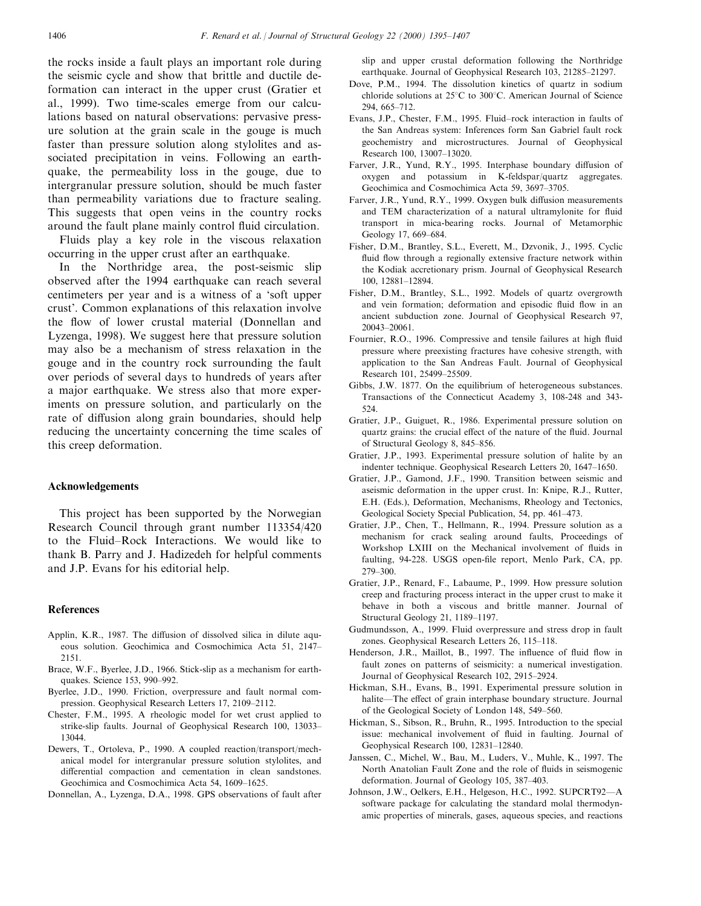the rocks inside a fault plays an important role during the seismic cycle and show that brittle and ductile deformation can interact in the upper crust (Gratier et al., 1999). Two time-scales emerge from our calculations based on natural observations: pervasive pressure solution at the grain scale in the gouge is much faster than pressure solution along stylolites and associated precipitation in veins. Following an earthquake, the permeability loss in the gouge, due to intergranular pressure solution, should be much faster than permeability variations due to fracture sealing. This suggests that open veins in the country rocks around the fault plane mainly control fluid circulation.

Fluids play a key role in the viscous relaxation occurring in the upper crust after an earthquake.

In the Northridge area, the post-seismic slip observed after the 1994 earthquake can reach several centimeters per year and is a witness of a 'soft upper crust'. Common explanations of this relaxation involve the flow of lower crustal material (Donnellan and Lyzenga, 1998). We suggest here that pressure solution may also be a mechanism of stress relaxation in the gouge and in the country rock surrounding the fault over periods of several days to hundreds of years after a major earthquake. We stress also that more experiments on pressure solution, and particularly on the rate of diffusion along grain boundaries, should help reducing the uncertainty concerning the time scales of this creep deformation.

## Acknowledgements

This project has been supported by the Norwegian Research Council through grant number 113354/420 to the Fluid–Rock Interactions. We would like to thank B. Parry and J. Hadizedeh for helpful comments and J.P. Evans for his editorial help.

## References

Applin, K.R., 1987. The diffusion of dissolved silica in dilute aqueous solution. Geochimica and Cosmochimica Acta 51, 2147–2151.

Brace, W.F., Byerlee, J.D., 1966. Stick-slip as a mechanism for earthquakes. Science 153, 990–992.

Byerlee, J.D., 1990. Friction, overpressure and fault normal compression. Geophysical Research Letters 17, 2109–2112.

Chester, F.M., 1995. A rheologic model for wet crust applied to strike-slip faults. Journal of Geophysical Research 100, 13033–13044.

Dewers, T., Ortoleva, P., 1990. A coupled reaction/transport/mechanical model for intergranular pressure solution stylolites, and differential compaction and cementation in clean sandstones. Geochimica and Cosmochimica Acta 54, 1609–1625.

Donnellan, A., Lyzenga, D.A., 1998. GPS observations of fault after slip and upper crustal deformation following the Northridge earthquake. Journal of Geophysical Research 103, 21285–21297.

Dove, P.M., 1994. The dissolution kinetics of quartz in sodium chloride solutions at 25°C to 300°C. American Journal of Science 294, 665–712.

Evans, J.P., Chester, F.M., 1995. Fluid–rock interaction in faults of the San Andreas system: Inferences form San Gabriel fault rock geochemistry and microstructures. Journal of Geophysical Research 100, 13007–13020.

Farver, J.R., Yund, R.Y., 1995. Interphase boundary diffusion of oxygen and potassium in K-feldspar/quartz aggregates. Geochimica and Cosmochimica Acta 59, 3697–3705.

Farver, J.R., Yund, R.Y., 1999. Oxygen bulk diffusion measurements and TEM characterization of a natural ultramylonite for fluid transport in mica-bearing rocks. Journal of Metamorphic Geology 17, 669–684.

Fisher, D.M., Brantley, S.L., Everett, M., Dzvonik, J., 1995. Cyclic fluid flow through a regionally extensive fracture network within the Kodiak accretionary prism. Journal of Geophysical Research 100, 12881–12894.

Fisher, D.M., Brantley, S.L., 1992. Models of quartz overgrowth and vein formation; deformation and episodic fluid flow in an ancient subduction zone. Journal of Geophysical Research 97, 20043–20061.

Fournier, R.O., 1996. Compressive and tensile failures at high fluid pressure where preexisting fractures have cohesive strength, with application to the San Andreas Fault. Journal of Geophysical Research 101, 25499–25509.

Gibbs, J.W. 1877. On the equilibrium of heterogeneous substances. Transactions of the Connecticut Academy 3, 108-248 and 343-524.

Gratier, J.P., Guiguet, R., 1986. Experimental pressure solution on quartz grains: the crucial effect of the nature of the fluid. Journal of Structural Geology 8, 845–856.

Gratier, J.P., 1993. Experimental pressure solution of halite by an indenter technique. Geophysical Research Letters 20, 1647–1650.

Gratier, J.P., Gamond, J.F., 1990. Transition between seismic and aseismic deformation in the upper crust. In: Knipe, R.J., Rutter, E.H. (Eds.), Deformation, Mechanisms, Rheology and Tectonics, Geological Society Special Publication, 54, pp. 461–473.

Gratier, J.P., Chen, T., Hellmann, R., 1994. Pressure solution as a mechanism for crack sealing around faults, Proceedings of Workshop LXIII on the Mechanical involvement of fluids in faulting, 94-228. USGS open-file report, Menlo Park, CA, pp. 279–300.

Gratier, J.P., Renard, F., Labaume, P., 1999. How pressure solution creep and fracturing process interact in the upper crust to make it behave in both a viscous and brittle manner. Journal of Structural Geology 21, 1189–1197.

Gudmundsson, A., 1999. Fluid overpressure and stress drop in fault zones. Geophysical Research Letters 26, 115–118.

Henderson, J.R., Maillot, B., 1997. The influence of fluid flow in fault zones on patterns of seismicity: a numerical investigation. Journal of Geophysical Research 102, 2915–2924.

Hickman, S.H., Evans, B., 1991. Experimental pressure solution in halite—The effect of grain interphase boundary structure. Journal of the Geological Society of London 148, 549–560.

Hickman, S., Sibson, R., Bruhn, R., 1995. Introduction to the special issue: mechanical involvement of fluid in faulting. Journal of Geophysical Research 100, 12831–12840.

Janssen, C., Michel, W., Bau, M., Luders, V., Muhle, K., 1997. The North Anatolian Fault Zone and the role of fluids in seismogenic deformation. Journal of Geology 105, 387–403.

Johnson, J.W., Oelkers, E.H., Helgeson, H.C., 1992. SUPCRT92—A software package for calculating the standard molal thermodynamic properties of minerals, gases, aqueous species, and reactions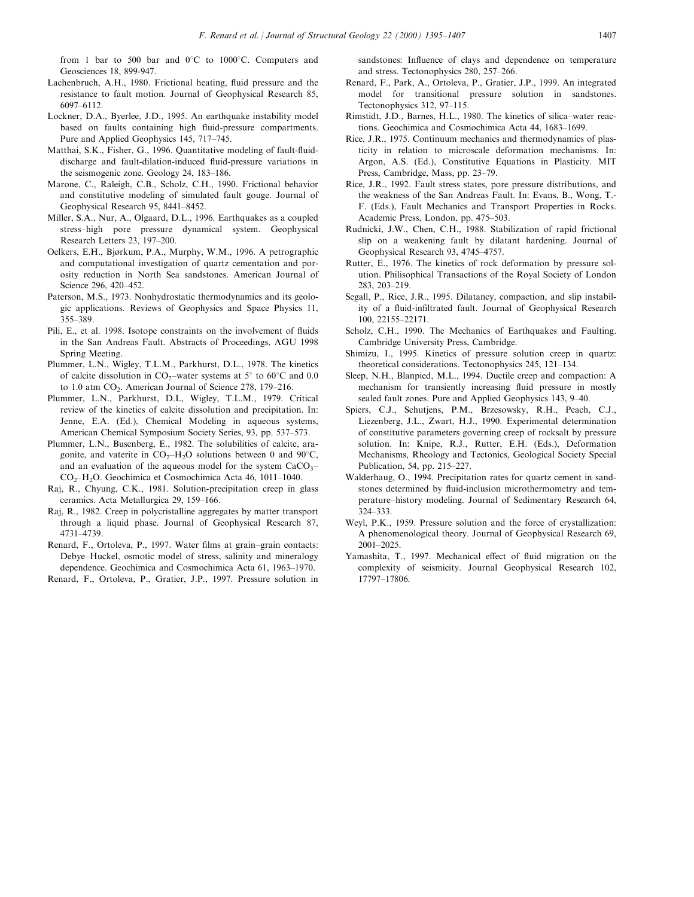from 1 bar to 500 bar and 0°C to 1000°C. Computers and Geosciences 18, 899-947.

Lachenbruch, A.H., 1980. Frictional heating, fluid pressure and the resistance to fault motion. Journal of Geophysical Research 85, 6097–6112.

Lockner, D.A., Byerlee, J.D., 1995. An earthquake instability model based on faults containing high fluid-pressure compartments. Pure and Applied Geophysics 145, 717–745.

Matthai, S.K., Fisher, G., 1996. Quantitative modeling of fault-fluid-discharge and fault-dilation-induced fluid-pressure variations in the seismogenic zone. Geology 24, 183–186.

Marone, C., Raleigh, C.B., Scholz, C.H., 1990. Frictional behavior and constitutive modeling of simulated fault gouge. Journal of Geophysical Research 95, 8441–8452.

Miller, S.A., Nur, A., Olgaard, D.L., 1996. Earthquakes as a coupled stress–high pore pressure dynamical system. Geophysical Research Letters 23, 197–200.

Oelkers, E.H., Bjørkum, P.A., Murphy, W.M., 1996. A petrographic and computational investigation of quartz cementation and porosity reduction in North Sea sandstones. American Journal of Science 296, 420–452.

Paterson, M.S., 1973. Nonhydrostatic thermodynamics and its geologic applications. Reviews of Geophysics and Space Physics 11, 355–389.

Pili, E., et al. 1998. Isotope constraints on the involvement of fluids in the San Andreas Fault. Abstracts of Proceedings, AGU 1998 Spring Meeting.

Plummer, L.N., Wigley, T.L.M., Parkhurst, D.L., 1978. The kinetics of calcite dissolution in $CO_2$–water systems at 5° to 60°C and 0.0 to 1.0 atm $CO_2$. American Journal of Science 278, 179–216.

Plummer, L.N., Parkhurst, D.L, Wigley, T.L.M., 1979. Critical review of the kinetics of calcite dissolution and precipitation. In: Jenne, E.A. (Ed.), Chemical Modeling in aqueous systems, American Chemical Symposium Society Series, 93, pp. 537–573.

Plummer, L.N., Busenberg, E., 1982. The solubilities of calcite, aragonite, and vaterite in $CO_2$–$H_2O$ solutions between 0 and 90°C, and an evaluation of the aqueous model for the system $CaCO_3$–$CO_2$–$H_2O$. Geochimica et Cosmochimica Acta 46, 1011–1040.

Raj, R., Chyung, C.K., 1981. Solution-precipitation creep in glass ceramics. Acta Metallurgica 29, 159–166.

Raj, R., 1982. Creep in polycristalline aggregates by matter transport through a liquid phase. Journal of Geophysical Research 87, 4731–4739.

Renard, F., Ortoleva, P., 1997. Water films at grain–grain contacts: Debye–Huckel, osmotic model of stress, salinity and mineralogy dependence. Geochimica and Cosmochimica Acta 61, 1963–1970.

Renard, F., Ortoleva, P., Gratier, J.P., 1997. Pressure solution in sandstones: Influence of clays and dependence on temperature and stress. Tectonophysics 280, 257–266.

Renard, F., Park, A., Ortoleva, P., Gratier, J.P., 1999. An integrated model for transitional pressure solution in sandstones. Tectonophysics 312, 97–115.

Rimstidt, J.D., Barnes, H.L., 1980. The kinetics of silica–water reactions. Geochimica and Cosmochimica Acta 44, 1683–1699.

Rice, J.R., 1975. Continuum mechanics and thermodynamics of plasticity in relation to microscale deformation mechanisms. In: Argon, A.S. (Ed.), Constitutive Equations in Plasticity. MIT Press, Cambridge, Mass, pp. 23–79.

Rice, J.R., 1992. Fault stress states, pore pressure distributions, and the weakness of the San Andreas Fault. In: Evans, B., Wong, T.-F. (Eds.), Fault Mechanics and Transport Properties in Rocks. Academic Press, London, pp. 475–503.

Rudnicki, J.W., Chen, C.H., 1988. Stabilization of rapid frictional slip on a weakening fault by dilatant hardening. Journal of Geophysical Research 93, 4745–4757.

Rutter, E., 1976. The kinetics of rock deformation by pressure solution. Philisophical Transactions of the Royal Society of London 283, 203–219.

Segall, P., Rice, J.R., 1995. Dilatancy, compaction, and slip instability of a fluid-infiltrated fault. Journal of Geophysical Research 100, 22155–22171.

Scholz, C.H., 1990. The Mechanics of Earthquakes and Faulting. Cambridge University Press, Cambridge.

Shimizu, I., 1995. Kinetics of pressure solution creep in quartz: theoretical considerations. Tectonophysics 245, 121–134.

Sleep, N.H., Blanpied, M.L., 1994. Ductile creep and compaction: A mechanism for transiently increasing fluid pressure in mostly sealed fault zones. Pure and Applied Geophysics 143, 9–40.

Spiers, C.J., Schutjens, P.M., Brzesowsky, R.H., Peach, C.J., Liezenberg, J.L., Zwart, H.J., 1990. Experimental determination of constitutive parameters governing creep of rocksalt by pressure solution. In: Knipe, R.J., Rutter, E.H. (Eds.), Deformation Mechanisms, Rheology and Tectonics, Geological Society Special Publication, 54, pp. 215–227.

Walderhaug, O., 1994. Precipitation rates for quartz cement in sandstones determined by fluid-inclusion microthermometry and temperature–history modeling. Journal of Sedimentary Research 64, 324–333.

Weyl, P.K., 1959. Pressure solution and the force of crystallization: A phenomenological theory. Journal of Geophysical Research 69, 2001–2025.

Yamashita, T., 1997. Mechanical effect of fluid migration on the complexity of seismicity. Journal Geophysical Research 102, 17797–17806.